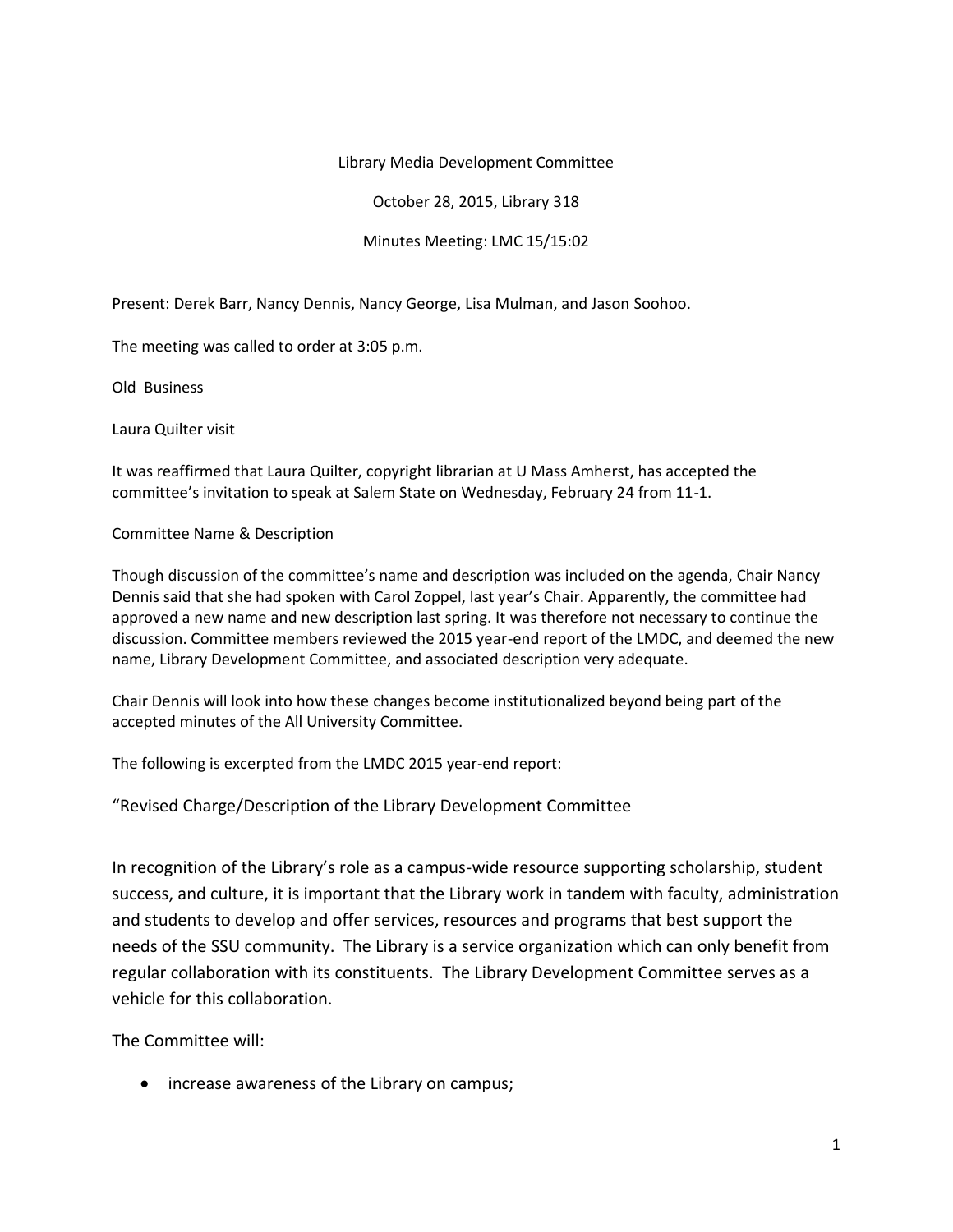Library Media Development Committee

October 28, 2015, Library 318

Minutes Meeting: LMC 15/15:02

Present: Derek Barr, Nancy Dennis, Nancy George, Lisa Mulman, and Jason Soohoo.

The meeting was called to order at 3:05 p.m.

Old Business

Laura Quilter visit

It was reaffirmed that Laura Quilter, copyright librarian at U Mass Amherst, has accepted the committee's invitation to speak at Salem State on Wednesday, February 24 from 11-1.

Committee Name & Description

Though discussion of the committee's name and description was included on the agenda, Chair Nancy Dennis said that she had spoken with Carol Zoppel, last year's Chair. Apparently, the committee had approved a new name and new description last spring. It was therefore not necessary to continue the discussion. Committee members reviewed the 2015 year-end report of the LMDC, and deemed the new name, Library Development Committee, and associated description very adequate.

Chair Dennis will look into how these changes become institutionalized beyond being part of the accepted minutes of the All University Committee.

The following is excerpted from the LMDC 2015 year-end report:

"Revised Charge/Description of the Library Development Committee

In recognition of the Library's role as a campus-wide resource supporting scholarship, student success, and culture, it is important that the Library work in tandem with faculty, administration and students to develop and offer services, resources and programs that best support the needs of the SSU community. The Library is a service organization which can only benefit from regular collaboration with its constituents. The Library Development Committee serves as a vehicle for this collaboration.

The Committee will:

- increase awareness of the Library on campus;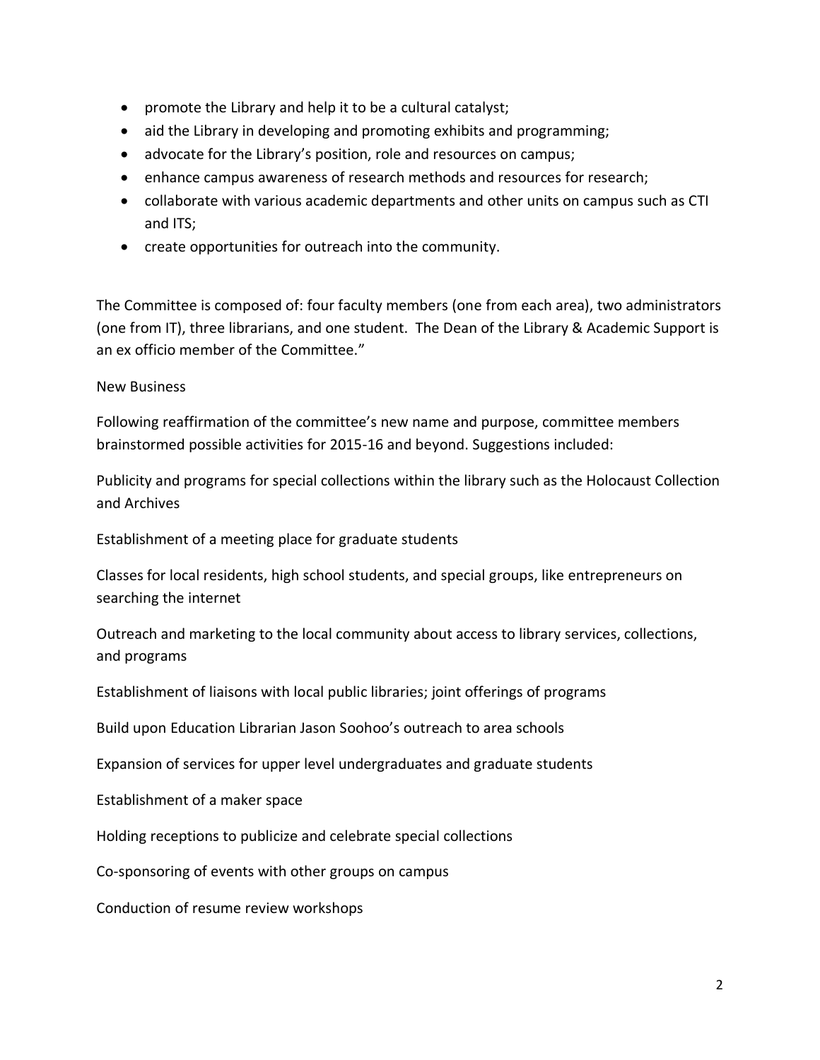- promote the Library and help it to be a cultural catalyst;
- aid the Library in developing and promoting exhibits and programming;
- advocate for the Library's position, role and resources on campus;
- enhance campus awareness of research methods and resources for research;
- collaborate with various academic departments and other units on campus such as CTI and ITS;
- create opportunities for outreach into the community.

The Committee is composed of: four faculty members (one from each area), two administrators (one from IT), three librarians, and one student. The Dean of the Library & Academic Support is an ex officio member of the Committee."

New Business

Following reaffirmation of the committee's new name and purpose, committee members brainstormed possible activities for 2015-16 and beyond. Suggestions included:

Publicity and programs for special collections within the library such as the Holocaust Collection and Archives

Establishment of a meeting place for graduate students

Classes for local residents, high school students, and special groups, like entrepreneurs on searching the internet

Outreach and marketing to the local community about access to library services, collections, and programs

Establishment of liaisons with local public libraries; joint offerings of programs

Build upon Education Librarian Jason Soohoo's outreach to area schools

Expansion of services for upper level undergraduates and graduate students

Establishment of a maker space

Holding receptions to publicize and celebrate special collections

Co-sponsoring of events with other groups on campus

Conduction of resume review workshops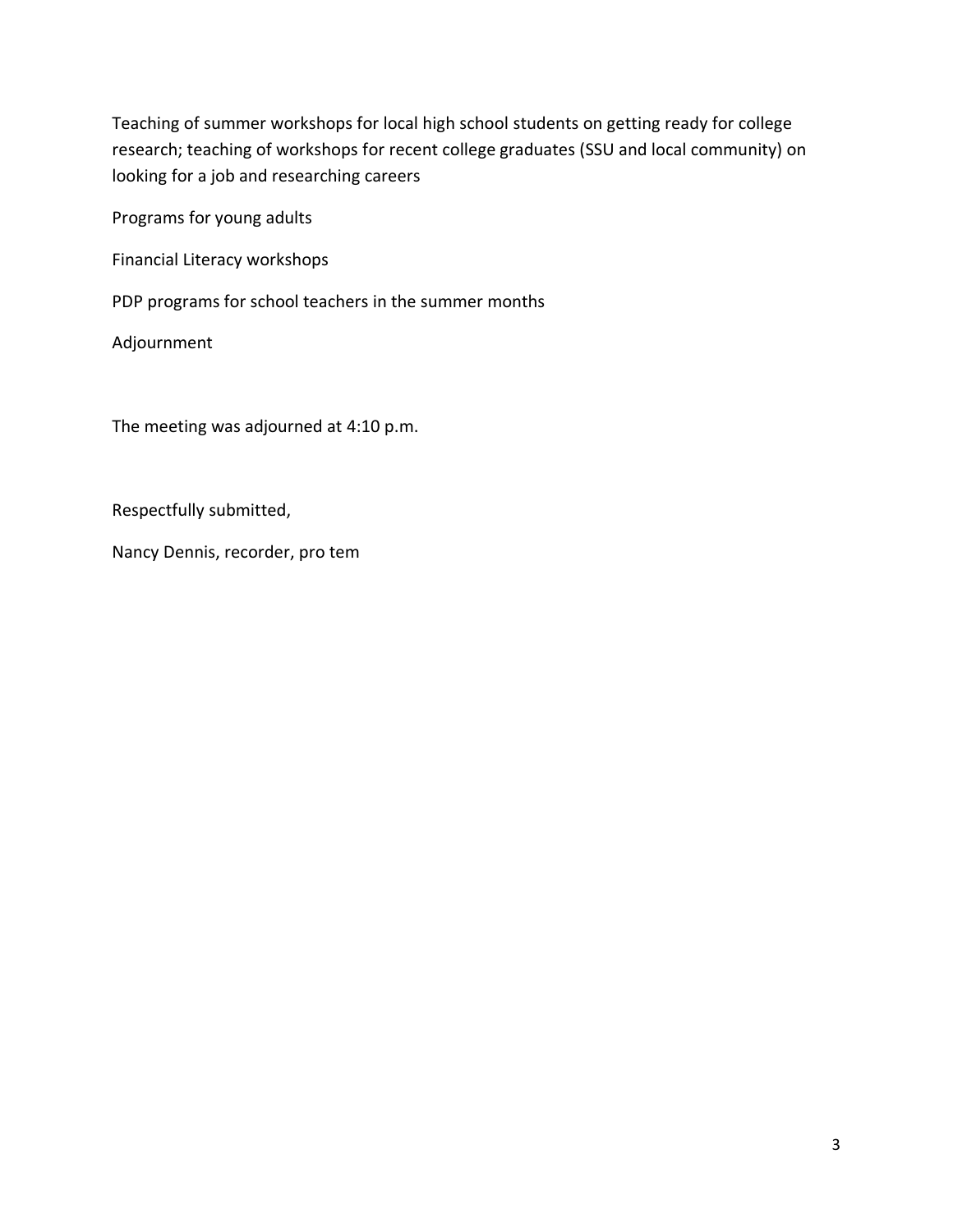Teaching of summer workshops for local high school students on getting ready for college research; teaching of workshops for recent college graduates (SSU and local community) on looking for a job and researching careers

Programs for young adults

Financial Literacy workshops

PDP programs for school teachers in the summer months

Adjournment

The meeting was adjourned at 4:10 p.m.

Respectfully submitted,

Nancy Dennis, recorder, pro tem